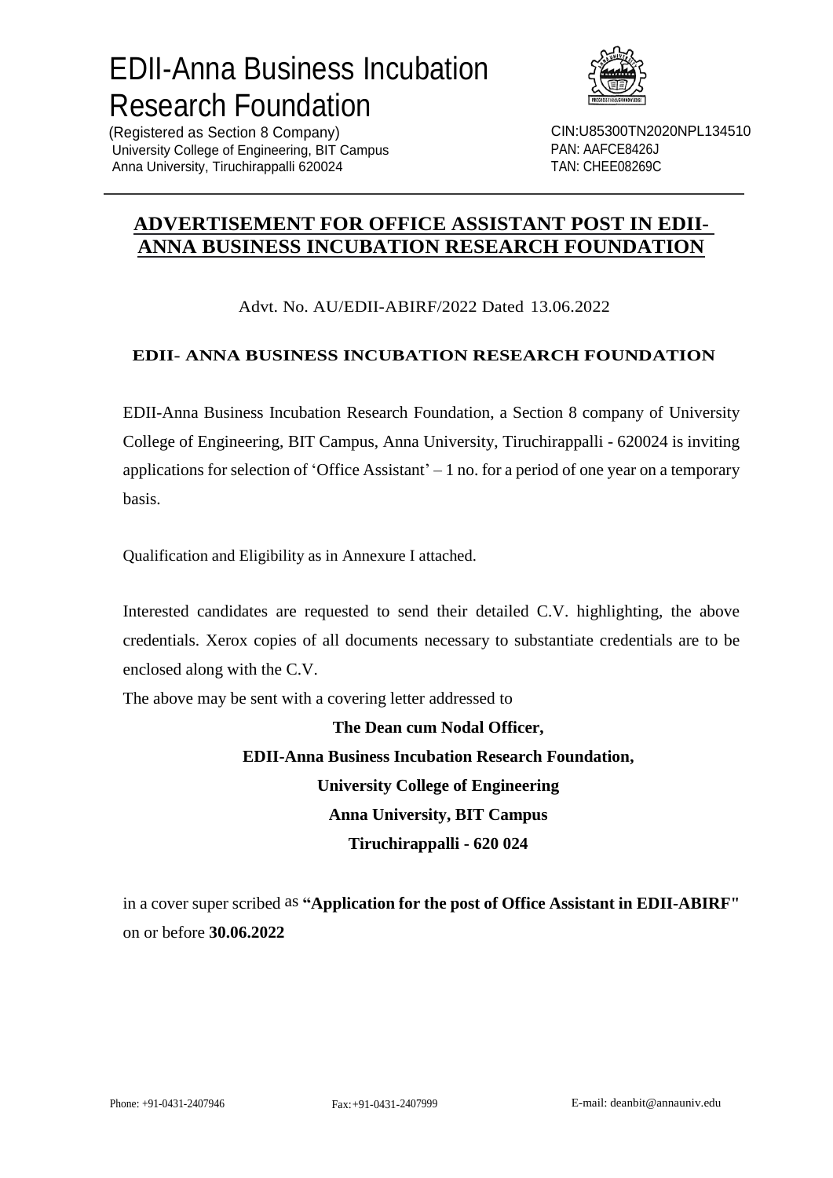# EDII-Anna Business Incubation Research Foundation

(Registered as Section 8 Company)
University College of Engineering, BIT Campus
Anna University, Tiruchirappalli 620024

CIN:U85300TN2020NPL134510
PAN: AAFCE8426J
TAN: CHEE08269C

## ADVERTISEMENT FOR OFFICE ASSISTANT POST IN EDII-ANNA BUSINESS INCUBATION RESEARCH FOUNDATION

Advt. No. AU/EDII-ABIRF/2022 Dated 13.06.2022

### EDII- ANNA BUSINESS INCUBATION RESEARCH FOUNDATION

EDII-Anna Business Incubation Research Foundation, a Section 8 company of University College of Engineering, BIT Campus, Anna University, Tiruchirappalli - 620024 is inviting applications for selection of 'Office Assistant' – 1 no. for a period of one year on a temporary basis.

Qualification and Eligibility as in Annexure I attached.

Interested candidates are requested to send their detailed C.V. highlighting, the above credentials. Xerox copies of all documents necessary to substantiate credentials are to be enclosed along with the C.V.

The above may be sent with a covering letter addressed to

**The Dean cum Nodal Officer,**
**EDII-Anna Business Incubation Research Foundation,**
**University College of Engineering**
**Anna University, BIT Campus**
**Tiruchirappalli - 620 024**

in a cover super scribed as **"Application for the post of Office Assistant in EDII-ABIRF"** on or before **30.06.2022**

Phone: +91-0431-2407946 Fax:+91-0431-2407999 E-mail: deanbit@annauniv.edu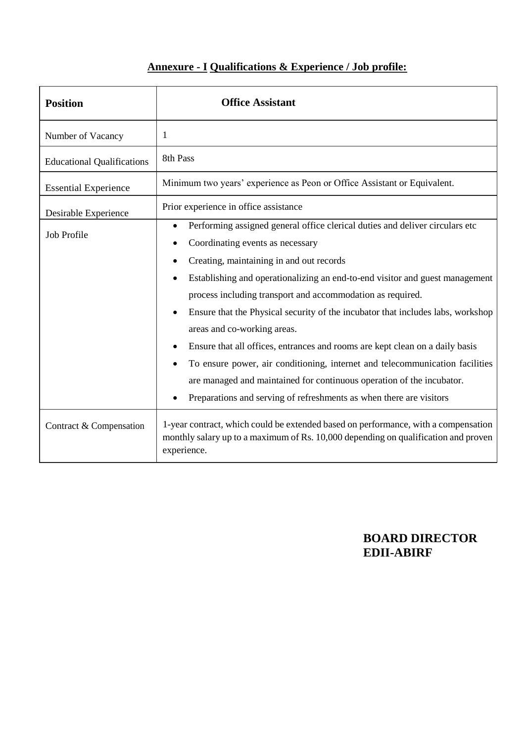## Annexure - I Qualifications & Experience / Job profile:

| **Position** | **Office Assistant** |
| --- | --- |
| Number of Vacancy | 1 |
| Educational Qualifications | 8th Pass |
| Essential Experience | Minimum two years' experience as Peon or Office Assistant or Equivalent. |
| Desirable Experience | Prior experience in office assistance |
| Job Profile | • Performing assigned general office clerical duties and deliver circulars etc<br>• Coordinating events as necessary<br>• Creating, maintaining in and out records<br>• Establishing and operationalizing an end-to-end visitor and guest management process including transport and accommodation as required.<br>• Ensure that the Physical security of the incubator that includes labs, workshop areas and co-working areas.<br>• Ensure that all offices, entrances and rooms are kept clean on a daily basis<br>• To ensure power, air conditioning, internet and telecommunication facilities are managed and maintained for continuous operation of the incubator.<br>• Preparations and serving of refreshments as when there are visitors |
| Contract & Compensation | 1-year contract, which could be extended based on performance, with a compensation monthly salary up to a maximum of Rs. 10,000 depending on qualification and proven experience. |

**BOARD DIRECTOR**
**EDII-ABIRF**